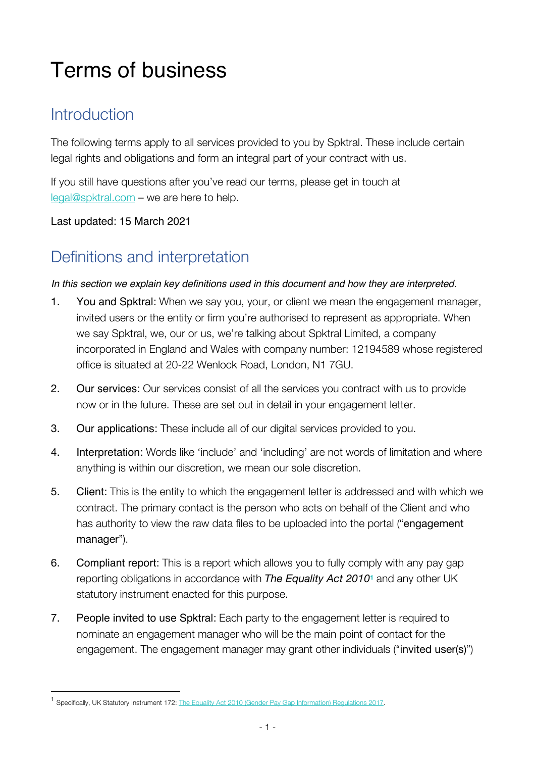# Terms of business

## Introduction

The following terms apply to all services provided to you by Spktral. These include certain legal rights and obligations and form an integral part of your contract with us.

If you still have questions after you've read our terms, please get in touch at legal@spktral.com – we are here to help.

Last updated: 15 March 2021

## Definitions and interpretation

*In this section we explain key definitions used in this document and how they are interpreted.*

1. You and Spktral: When we say you, your, or client we mean the engagement manager, invited users or the entity or firm you're authorised to represent as appropriate. When we say Spktral, we, our or us, we're talking about Spktral Limited, a company incorporated in England and Wales with company number: 12194589 whose registered office is situated at 20-22 Wenlock Road, London, N1 7GU.

2. Our services: Our services consist of all the services you contract with us to provide now or in the future. These are set out in detail in your engagement letter.

3. Our applications: These include all of our digital services provided to you.

4. Interpretation: Words like 'include' and 'including' are not words of limitation and where anything is within our discretion, we mean our sole discretion.

5. Client: This is the entity to which the engagement letter is addressed and with which we contract. The primary contact is the person who acts on behalf of the Client and who has authority to view the raw data files to be uploaded into the portal ("engagement manager").

6. Compliant report: This is a report which allows you to fully comply with any pay gap reporting obligations in accordance with *The Equality Act 2010*[1] and any other UK statutory instrument enacted for this purpose.

7. People invited to use Spktral: Each party to the engagement letter is required to nominate an engagement manager who will be the main point of contact for the engagement. The engagement manager may grant other individuals ("invited user(s)")

---

[1] Specifically, UK Statutory Instrument 172: The Equality Act 2010 (Gender Pay Gap Information) Regulations 2017.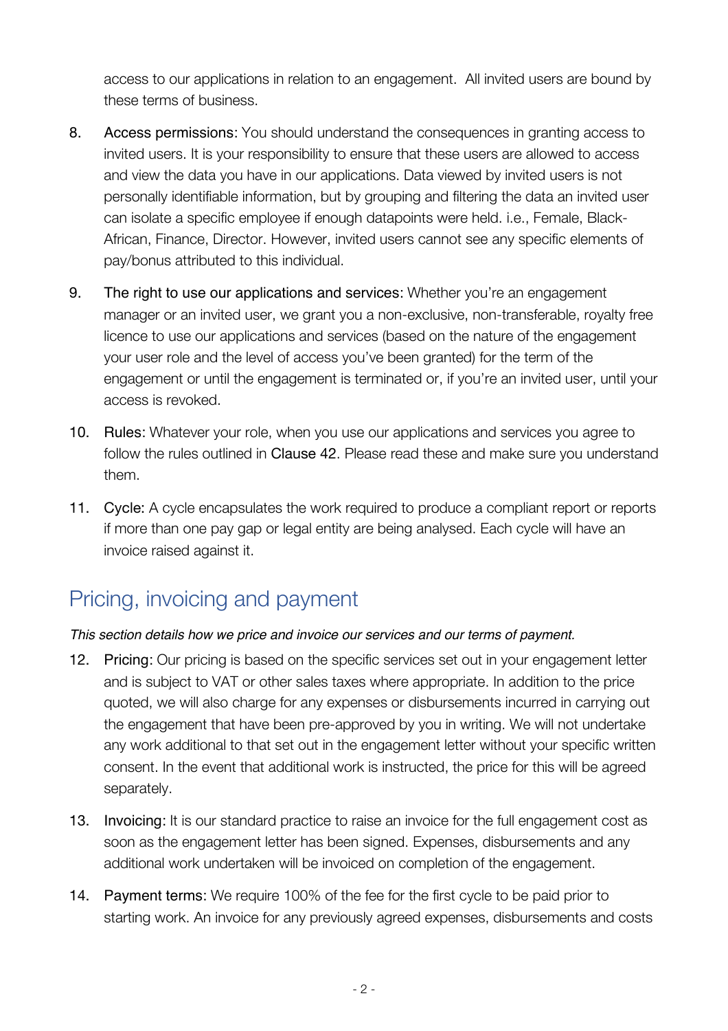access to our applications in relation to an engagement. All invited users are bound by these terms of business.

8. Access permissions: You should understand the consequences in granting access to invited users. It is your responsibility to ensure that these users are allowed to access and view the data you have in our applications. Data viewed by invited users is not personally identifiable information, but by grouping and filtering the data an invited user can isolate a specific employee if enough datapoints were held. i.e., Female, Black-African, Finance, Director. However, invited users cannot see any specific elements of pay/bonus attributed to this individual.

9. The right to use our applications and services: Whether you're an engagement manager or an invited user, we grant you a non-exclusive, non-transferable, royalty free licence to use our applications and services (based on the nature of the engagement your user role and the level of access you've been granted) for the term of the engagement or until the engagement is terminated or, if you're an invited user, until your access is revoked.

10. Rules: Whatever your role, when you use our applications and services you agree to follow the rules outlined in Clause 42. Please read these and make sure you understand them.

11. Cycle: A cycle encapsulates the work required to produce a compliant report or reports if more than one pay gap or legal entity are being analysed. Each cycle will have an invoice raised against it.

## Pricing, invoicing and payment

*This section details how we price and invoice our services and our terms of payment.*

12. Pricing: Our pricing is based on the specific services set out in your engagement letter and is subject to VAT or other sales taxes where appropriate. In addition to the price quoted, we will also charge for any expenses or disbursements incurred in carrying out the engagement that have been pre-approved by you in writing. We will not undertake any work additional to that set out in the engagement letter without your specific written consent. In the event that additional work is instructed, the price for this will be agreed separately.

13. Invoicing: It is our standard practice to raise an invoice for the full engagement cost as soon as the engagement letter has been signed. Expenses, disbursements and any additional work undertaken will be invoiced on completion of the engagement.

14. Payment terms: We require 100% of the fee for the first cycle to be paid prior to starting work. An invoice for any previously agreed expenses, disbursements and costs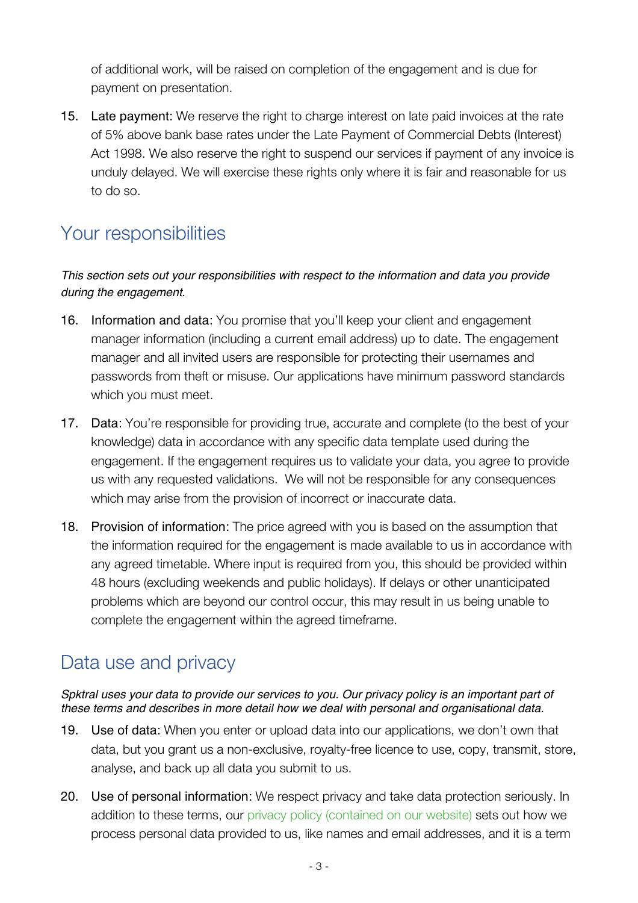of additional work, will be raised on completion of the engagement and is due for payment on presentation.

15. Late payment: We reserve the right to charge interest on late paid invoices at the rate of 5% above bank base rates under the Late Payment of Commercial Debts (Interest) Act 1998. We also reserve the right to suspend our services if payment of any invoice is unduly delayed. We will exercise these rights only where it is fair and reasonable for us to do so.

## Your responsibilities

*This section sets out your responsibilities with respect to the information and data you provide during the engagement.*

16. Information and data: You promise that you'll keep your client and engagement manager information (including a current email address) up to date. The engagement manager and all invited users are responsible for protecting their usernames and passwords from theft or misuse. Our applications have minimum password standards which you must meet.

17. Data: You're responsible for providing true, accurate and complete (to the best of your knowledge) data in accordance with any specific data template used during the engagement. If the engagement requires us to validate your data, you agree to provide us with any requested validations. We will not be responsible for any consequences which may arise from the provision of incorrect or inaccurate data.

18. Provision of information: The price agreed with you is based on the assumption that the information required for the engagement is made available to us in accordance with any agreed timetable. Where input is required from you, this should be provided within 48 hours (excluding weekends and public holidays). If delays or other unanticipated problems which are beyond our control occur, this may result in us being unable to complete the engagement within the agreed timeframe.

## Data use and privacy

*Spktral uses your data to provide our services to you. Our privacy policy is an important part of these terms and describes in more detail how we deal with personal and organisational data.*

19. Use of data: When you enter or upload data into our applications, we don't own that data, but you grant us a non-exclusive, royalty-free licence to use, copy, transmit, store, analyse, and back up all data you submit to us.

20. Use of personal information: We respect privacy and take data protection seriously. In addition to these terms, our privacy policy (contained on our website) sets out how we process personal data provided to us, like names and email addresses, and it is a term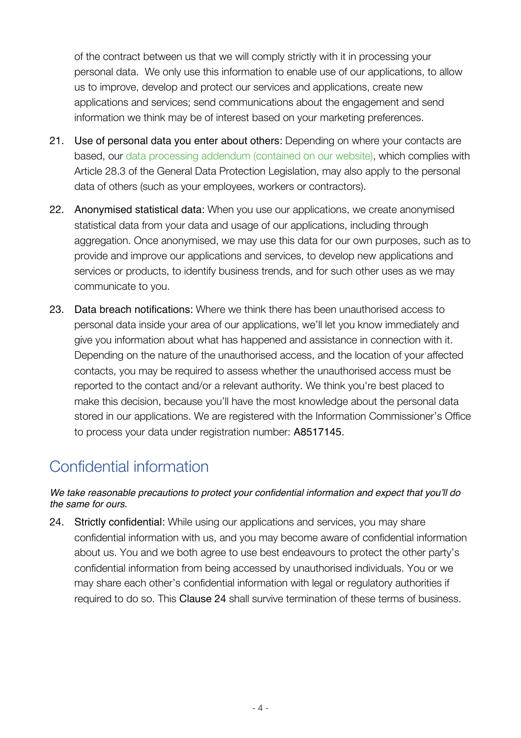of the contract between us that we will comply strictly with it in processing your personal data. We only use this information to enable use of our applications, to allow us to improve, develop and protect our services and applications, create new applications and services; send communications about the engagement and send information we think may be of interest based on your marketing preferences.

21. Use of personal data you enter about others: Depending on where your contacts are based, our data processing addendum (contained on our website), which complies with Article 28.3 of the General Data Protection Legislation, may also apply to the personal data of others (such as your employees, workers or contractors).

22. Anonymised statistical data: When you use our applications, we create anonymised statistical data from your data and usage of our applications, including through aggregation. Once anonymised, we may use this data for our own purposes, such as to provide and improve our applications and services, to develop new applications and services or products, to identify business trends, and for such other uses as we may communicate to you.

23. Data breach notifications: Where we think there has been unauthorised access to personal data inside your area of our applications, we'll let you know immediately and give you information about what has happened and assistance in connection with it. Depending on the nature of the unauthorised access, and the location of your affected contacts, you may be required to assess whether the unauthorised access must be reported to the contact and/or a relevant authority. We think you're best placed to make this decision, because you'll have the most knowledge about the personal data stored in our applications. We are registered with the Information Commissioner's Office to process your data under registration number: A8517145.

## Confidential information

*We take reasonable precautions to protect your confidential information and expect that you'll do the same for ours.*

24. Strictly confidential: While using our applications and services, you may share confidential information with us, and you may become aware of confidential information about us. You and we both agree to use best endeavours to protect the other party's confidential information from being accessed by unauthorised individuals. You or we may share each other's confidential information with legal or regulatory authorities if required to do so. This Clause 24 shall survive termination of these terms of business.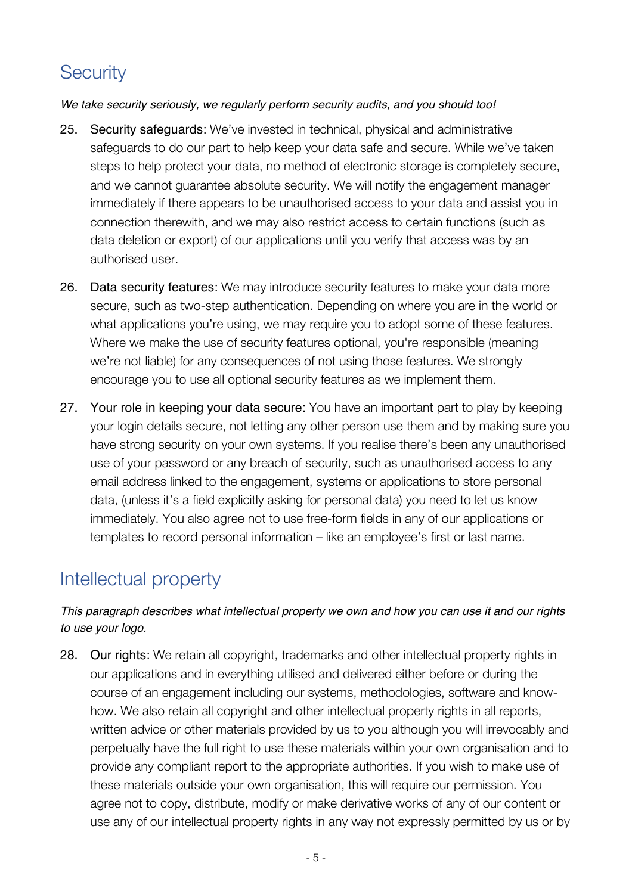## Security

*We take security seriously, we regularly perform security audits, and you should too!*

25. Security safeguards: We've invested in technical, physical and administrative safeguards to do our part to help keep your data safe and secure. While we've taken steps to help protect your data, no method of electronic storage is completely secure, and we cannot guarantee absolute security. We will notify the engagement manager immediately if there appears to be unauthorised access to your data and assist you in connection therewith, and we may also restrict access to certain functions (such as data deletion or export) of our applications until you verify that access was by an authorised user.

26. Data security features: We may introduce security features to make your data more secure, such as two-step authentication. Depending on where you are in the world or what applications you're using, we may require you to adopt some of these features. Where we make the use of security features optional, you're responsible (meaning we're not liable) for any consequences of not using those features. We strongly encourage you to use all optional security features as we implement them.

27. Your role in keeping your data secure: You have an important part to play by keeping your login details secure, not letting any other person use them and by making sure you have strong security on your own systems. If you realise there's been any unauthorised use of your password or any breach of security, such as unauthorised access to any email address linked to the engagement, systems or applications to store personal data, (unless it's a field explicitly asking for personal data) you need to let us know immediately. You also agree not to use free-form fields in any of our applications or templates to record personal information – like an employee's first or last name.

## Intellectual property

*This paragraph describes what intellectual property we own and how you can use it and our rights to use your logo.*

28. Our rights: We retain all copyright, trademarks and other intellectual property rights in our applications and in everything utilised and delivered either before or during the course of an engagement including our systems, methodologies, software and know-how. We also retain all copyright and other intellectual property rights in all reports, written advice or other materials provided by us to you although you will irrevocably and perpetually have the full right to use these materials within your own organisation and to provide any compliant report to the appropriate authorities. If you wish to make use of these materials outside your own organisation, this will require our permission. You agree not to copy, distribute, modify or make derivative works of any of our content or use any of our intellectual property rights in any way not expressly permitted by us or by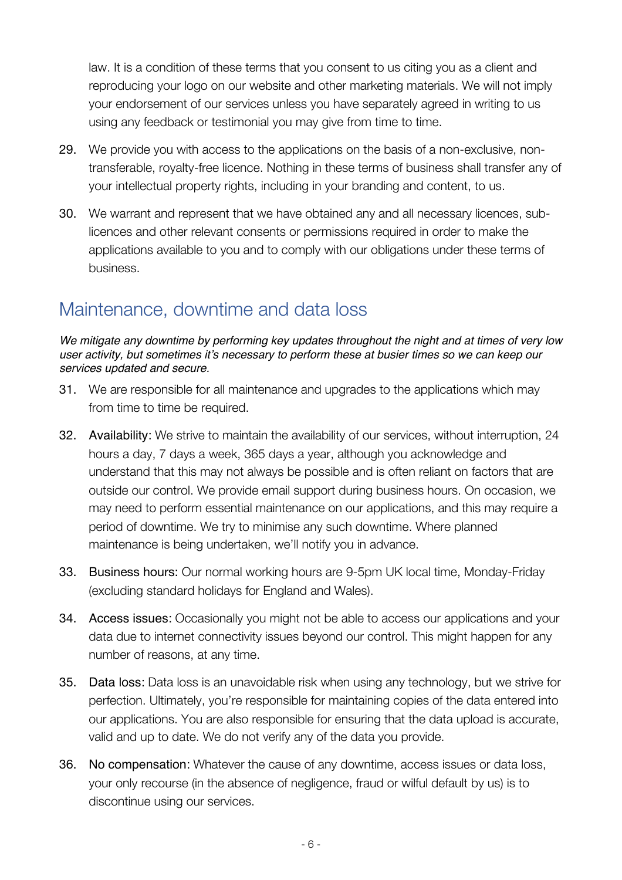law. It is a condition of these terms that you consent to us citing you as a client and reproducing your logo on our website and other marketing materials. We will not imply your endorsement of our services unless you have separately agreed in writing to us using any feedback or testimonial you may give from time to time.

29. We provide you with access to the applications on the basis of a non-exclusive, non-transferable, royalty-free licence. Nothing in these terms of business shall transfer any of your intellectual property rights, including in your branding and content, to us.

30. We warrant and represent that we have obtained any and all necessary licences, sub-licences and other relevant consents or permissions required in order to make the applications available to you and to comply with our obligations under these terms of business.

## Maintenance, downtime and data loss

*We mitigate any downtime by performing key updates throughout the night and at times of very low user activity, but sometimes it's necessary to perform these at busier times so we can keep our services updated and secure.*

31. We are responsible for all maintenance and upgrades to the applications which may from time to time be required.

32. Availability: We strive to maintain the availability of our services, without interruption, 24 hours a day, 7 days a week, 365 days a year, although you acknowledge and understand that this may not always be possible and is often reliant on factors that are outside our control. We provide email support during business hours. On occasion, we may need to perform essential maintenance on our applications, and this may require a period of downtime. We try to minimise any such downtime. Where planned maintenance is being undertaken, we'll notify you in advance.

33. Business hours: Our normal working hours are 9-5pm UK local time, Monday-Friday (excluding standard holidays for England and Wales).

34. Access issues: Occasionally you might not be able to access our applications and your data due to internet connectivity issues beyond our control. This might happen for any number of reasons, at any time.

35. Data loss: Data loss is an unavoidable risk when using any technology, but we strive for perfection. Ultimately, you're responsible for maintaining copies of the data entered into our applications. You are also responsible for ensuring that the data upload is accurate, valid and up to date. We do not verify any of the data you provide.

36. No compensation: Whatever the cause of any downtime, access issues or data loss, your only recourse (in the absence of negligence, fraud or wilful default by us) is to discontinue using our services.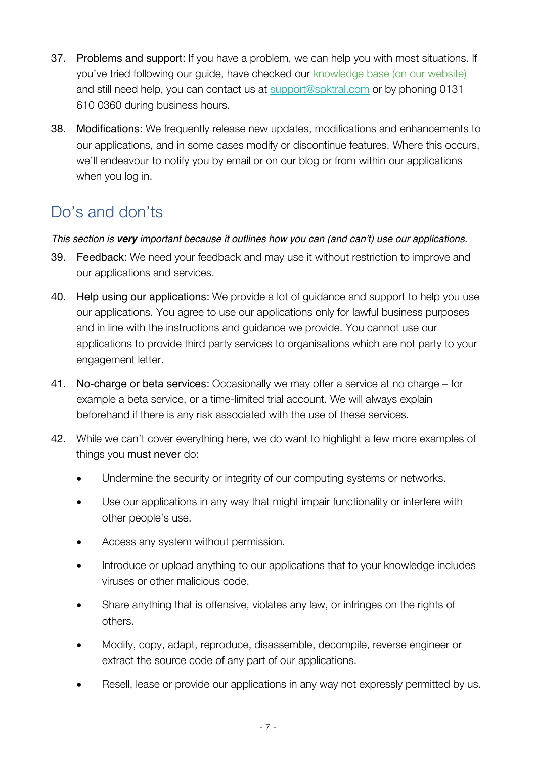37. Problems and support: If you have a problem, we can help you with most situations. If you've tried following our guide, have checked our knowledge base (on our website) and still need help, you can contact us at support@spktral.com or by phoning 0131 610 0360 during business hours.

38. Modifications: We frequently release new updates, modifications and enhancements to our applications, and in some cases modify or discontinue features. Where this occurs, we'll endeavour to notify you by email or on our blog or from within our applications when you log in.

## Do's and don'ts

*This section is **very** important because it outlines how you can (and can't) use our applications.*

39. Feedback: We need your feedback and may use it without restriction to improve and our applications and services.

40. Help using our applications: We provide a lot of guidance and support to help you use our applications. You agree to use our applications only for lawful business purposes and in line with the instructions and guidance we provide. You cannot use our applications to provide third party services to organisations which are not party to your engagement letter.

41. No-charge or beta services: Occasionally we may offer a service at no charge – for example a beta service, or a time-limited trial account. We will always explain beforehand if there is any risk associated with the use of these services.

42. While we can't cover everything here, we do want to highlight a few more examples of things you <u>must never</u> do:

    - Undermine the security or integrity of our computing systems or networks.
    - Use our applications in any way that might impair functionality or interfere with other people's use.
    - Access any system without permission.
    - Introduce or upload anything to our applications that to your knowledge includes viruses or other malicious code.
    - Share anything that is offensive, violates any law, or infringes on the rights of others.
    - Modify, copy, adapt, reproduce, disassemble, decompile, reverse engineer or extract the source code of any part of our applications.
    - Resell, lease or provide our applications in any way not expressly permitted by us.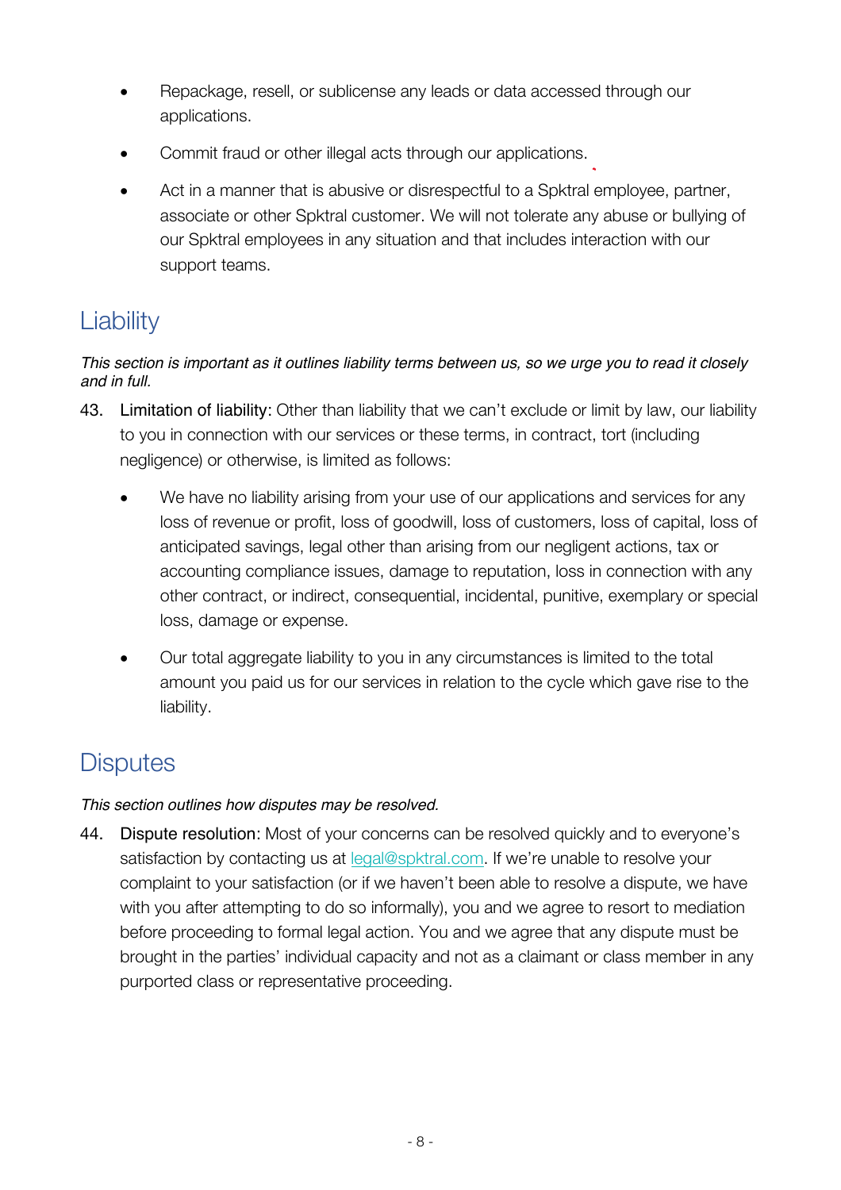- Repackage, resell, or sublicense any leads or data accessed through our applications.
- Commit fraud or other illegal acts through our applications.
- Act in a manner that is abusive or disrespectful to a Spktral employee, partner, associate or other Spktral customer. We will not tolerate any abuse or bullying of our Spktral employees in any situation and that includes interaction with our support teams.

## Liability

*This section is important as it outlines liability terms between us, so we urge you to read it closely and in full.*

43. Limitation of liability: Other than liability that we can't exclude or limit by law, our liability to you in connection with our services or these terms, in contract, tort (including negligence) or otherwise, is limited as follows:

    - We have no liability arising from your use of our applications and services for any loss of revenue or profit, loss of goodwill, loss of customers, loss of capital, loss of anticipated savings, legal other than arising from our negligent actions, tax or accounting compliance issues, damage to reputation, loss in connection with any other contract, or indirect, consequential, incidental, punitive, exemplary or special loss, damage or expense.
    - Our total aggregate liability to you in any circumstances is limited to the total amount you paid us for our services in relation to the cycle which gave rise to the liability.

## Disputes

*This section outlines how disputes may be resolved.*

44. Dispute resolution: Most of your concerns can be resolved quickly and to everyone's satisfaction by contacting us at legal@spktral.com. If we're unable to resolve your complaint to your satisfaction (or if we haven't been able to resolve a dispute, we have with you after attempting to do so informally), you and we agree to resort to mediation before proceeding to formal legal action. You and we agree that any dispute must be brought in the parties' individual capacity and not as a claimant or class member in any purported class or representative proceeding.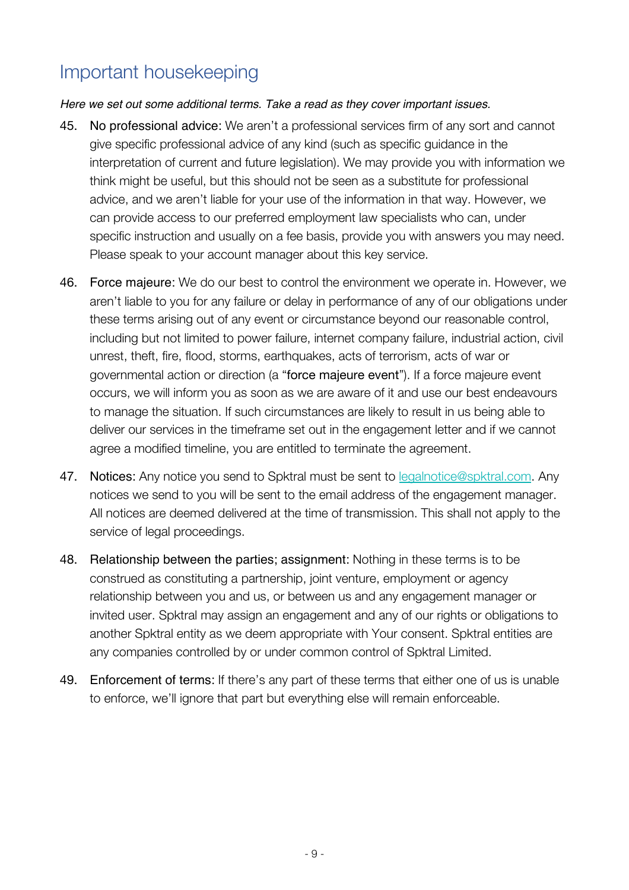# Important housekeeping

*Here we set out some additional terms. Take a read as they cover important issues.*

45. No professional advice: We aren't a professional services firm of any sort and cannot give specific professional advice of any kind (such as specific guidance in the interpretation of current and future legislation). We may provide you with information we think might be useful, but this should not be seen as a substitute for professional advice, and we aren't liable for your use of the information in that way. However, we can provide access to our preferred employment law specialists who can, under specific instruction and usually on a fee basis, provide you with answers you may need. Please speak to your account manager about this key service.

46. Force majeure: We do our best to control the environment we operate in. However, we aren't liable to you for any failure or delay in performance of any of our obligations under these terms arising out of any event or circumstance beyond our reasonable control, including but not limited to power failure, internet company failure, industrial action, civil unrest, theft, fire, flood, storms, earthquakes, acts of terrorism, acts of war or governmental action or direction (a "force majeure event"). If a force majeure event occurs, we will inform you as soon as we are aware of it and use our best endeavours to manage the situation. If such circumstances are likely to result in us being able to deliver our services in the timeframe set out in the engagement letter and if we cannot agree a modified timeline, you are entitled to terminate the agreement.

47. Notices: Any notice you send to Spktral must be sent to [legalnotice@spktral.com](mailto:legalnotice@spktral.com). Any notices we send to you will be sent to the email address of the engagement manager. All notices are deemed delivered at the time of transmission. This shall not apply to the service of legal proceedings.

48. Relationship between the parties; assignment: Nothing in these terms is to be construed as constituting a partnership, joint venture, employment or agency relationship between you and us, or between us and any engagement manager or invited user. Spktral may assign an engagement and any of our rights or obligations to another Spktral entity as we deem appropriate with Your consent. Spktral entities are any companies controlled by or under common control of Spktral Limited.

49. Enforcement of terms: If there's any part of these terms that either one of us is unable to enforce, we'll ignore that part but everything else will remain enforceable.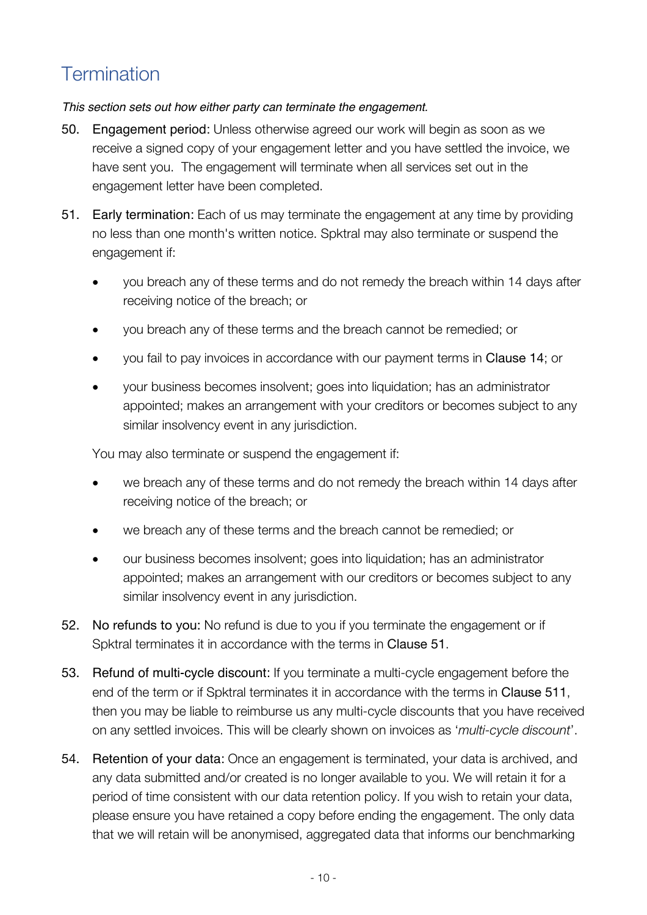# Termination

*This section sets out how either party can terminate the engagement.*

50. Engagement period: Unless otherwise agreed our work will begin as soon as we receive a signed copy of your engagement letter and you have settled the invoice, we have sent you. The engagement will terminate when all services set out in the engagement letter have been completed.

51. Early termination: Each of us may terminate the engagement at any time by providing no less than one month's written notice. Spktral may also terminate or suspend the engagement if:

    - you breach any of these terms and do not remedy the breach within 14 days after receiving notice of the breach; or
    - you breach any of these terms and the breach cannot be remedied; or
    - you fail to pay invoices in accordance with our payment terms in Clause 14; or
    - your business becomes insolvent; goes into liquidation; has an administrator appointed; makes an arrangement with your creditors or becomes subject to any similar insolvency event in any jurisdiction.

    You may also terminate or suspend the engagement if:

    - we breach any of these terms and do not remedy the breach within 14 days after receiving notice of the breach; or
    - we breach any of these terms and the breach cannot be remedied; or
    - our business becomes insolvent; goes into liquidation; has an administrator appointed; makes an arrangement with our creditors or becomes subject to any similar insolvency event in any jurisdiction.

52. No refunds to you: No refund is due to you if you terminate the engagement or if Spktral terminates it in accordance with the terms in Clause 51.

53. Refund of multi-cycle discount: If you terminate a multi-cycle engagement before the end of the term or if Spktral terminates it in accordance with the terms in Clause 511, then you may be liable to reimburse us any multi-cycle discounts that you have received on any settled invoices. This will be clearly shown on invoices as '*multi-cycle discount*'.

54. Retention of your data: Once an engagement is terminated, your data is archived, and any data submitted and/or created is no longer available to you. We will retain it for a period of time consistent with our data retention policy. If you wish to retain your data, please ensure you have retained a copy before ending the engagement. The only data that we will retain will be anonymised, aggregated data that informs our benchmarking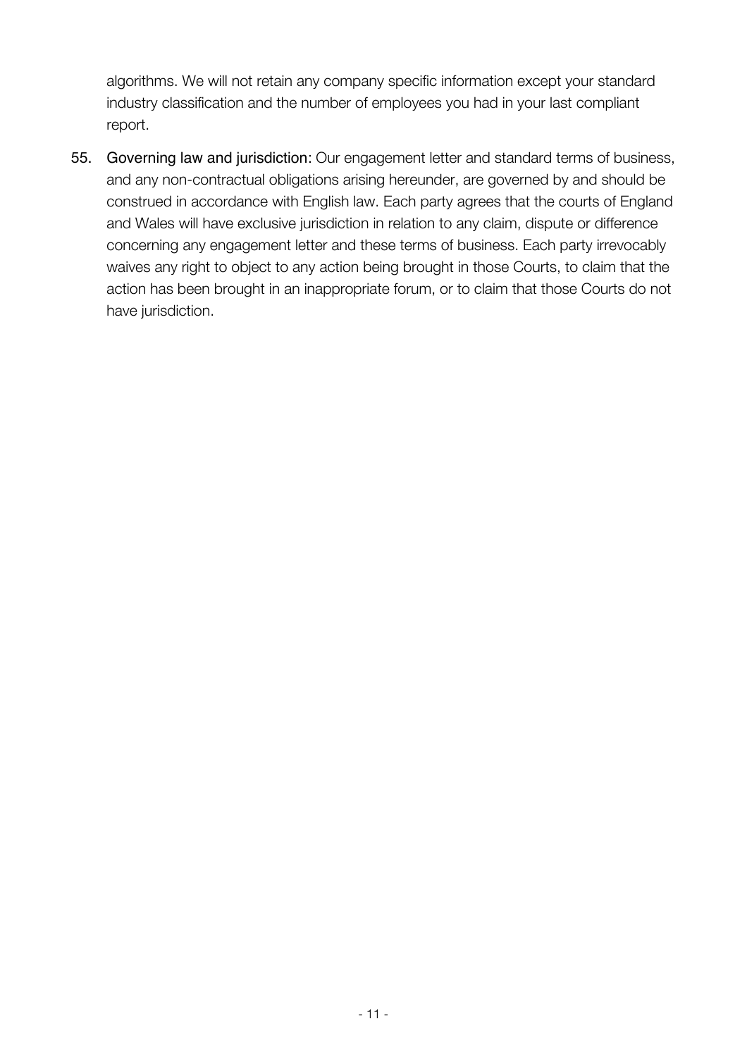algorithms. We will not retain any company specific information except your standard industry classification and the number of employees you had in your last compliant report.

55. Governing law and jurisdiction: Our engagement letter and standard terms of business, and any non-contractual obligations arising hereunder, are governed by and should be construed in accordance with English law. Each party agrees that the courts of England and Wales will have exclusive jurisdiction in relation to any claim, dispute or difference concerning any engagement letter and these terms of business. Each party irrevocably waives any right to object to any action being brought in those Courts, to claim that the action has been brought in an inappropriate forum, or to claim that those Courts do not have jurisdiction.